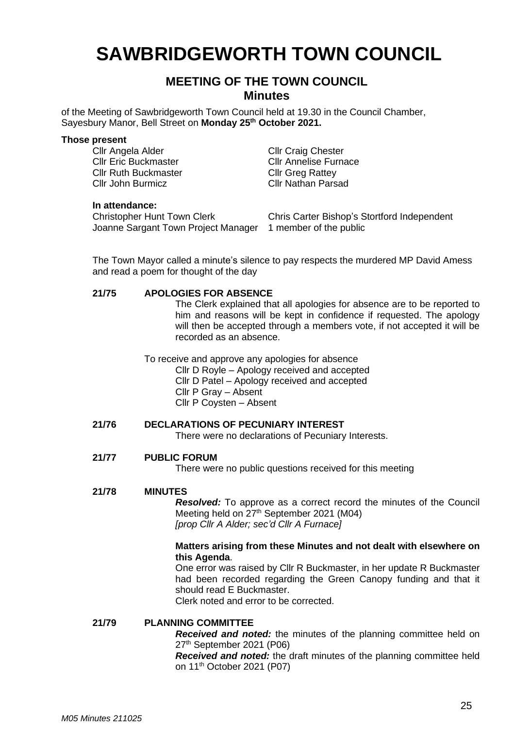# SAWBRIDGEWORTH TOWN COUNCIL

## MEETING OF THE TOWN COUNCIL
### Minutes

of the Meeting of Sawbridgeworth Town Council held at 19.30 in the Council Chamber, Sayesbury Manor, Bell Street on **Monday 25th October 2021.**

**Those present**

Cllr Angela Alder
Cllr Eric Buckmaster
Cllr Ruth Buckmaster
Cllr John Burmicz
Cllr Craig Chester
Cllr Annelise Furnace
Cllr Greg Rattey
Cllr Nathan Parsad

**In attendance:**

Christopher Hunt Town Clerk
Joanne Sargant Town Project Manager
Chris Carter Bishop's Stortford Independent
1 member of the public

The Town Mayor called a minute's silence to pay respects the murdered MP David Amess and read a poem for thought of the day

**21/75 APOLOGIES FOR ABSENCE**

The Clerk explained that all apologies for absence are to be reported to him and reasons will be kept in confidence if requested. The apology will then be accepted through a members vote, if not accepted it will be recorded as an absence.

To receive and approve any apologies for absence

Cllr D Royle – Apology received and accepted
Cllr D Patel – Apology received and accepted
Cllr P Gray – Absent
Cllr P Coysten – Absent

**21/76 DECLARATIONS OF PECUNIARY INTEREST**

There were no declarations of Pecuniary Interests.

**21/77 PUBLIC FORUM**

There were no public questions received for this meeting

**21/78 MINUTES**

***Resolved:*** To approve as a correct record the minutes of the Council Meeting held on 27th September 2021 (M04)
*[prop Cllr A Alder; sec'd Cllr A Furnace]*

**Matters arising from these Minutes and not dealt with elsewhere on this Agenda**.

One error was raised by Cllr R Buckmaster, in her update R Buckmaster had been recorded regarding the Green Canopy funding and that it should read E Buckmaster.
Clerk noted and error to be corrected.

**21/79 PLANNING COMMITTEE**

***Received and noted:*** the minutes of the planning committee held on 27th September 2021 (P06)
***Received and noted:*** the draft minutes of the planning committee held on 11th October 2021 (P07)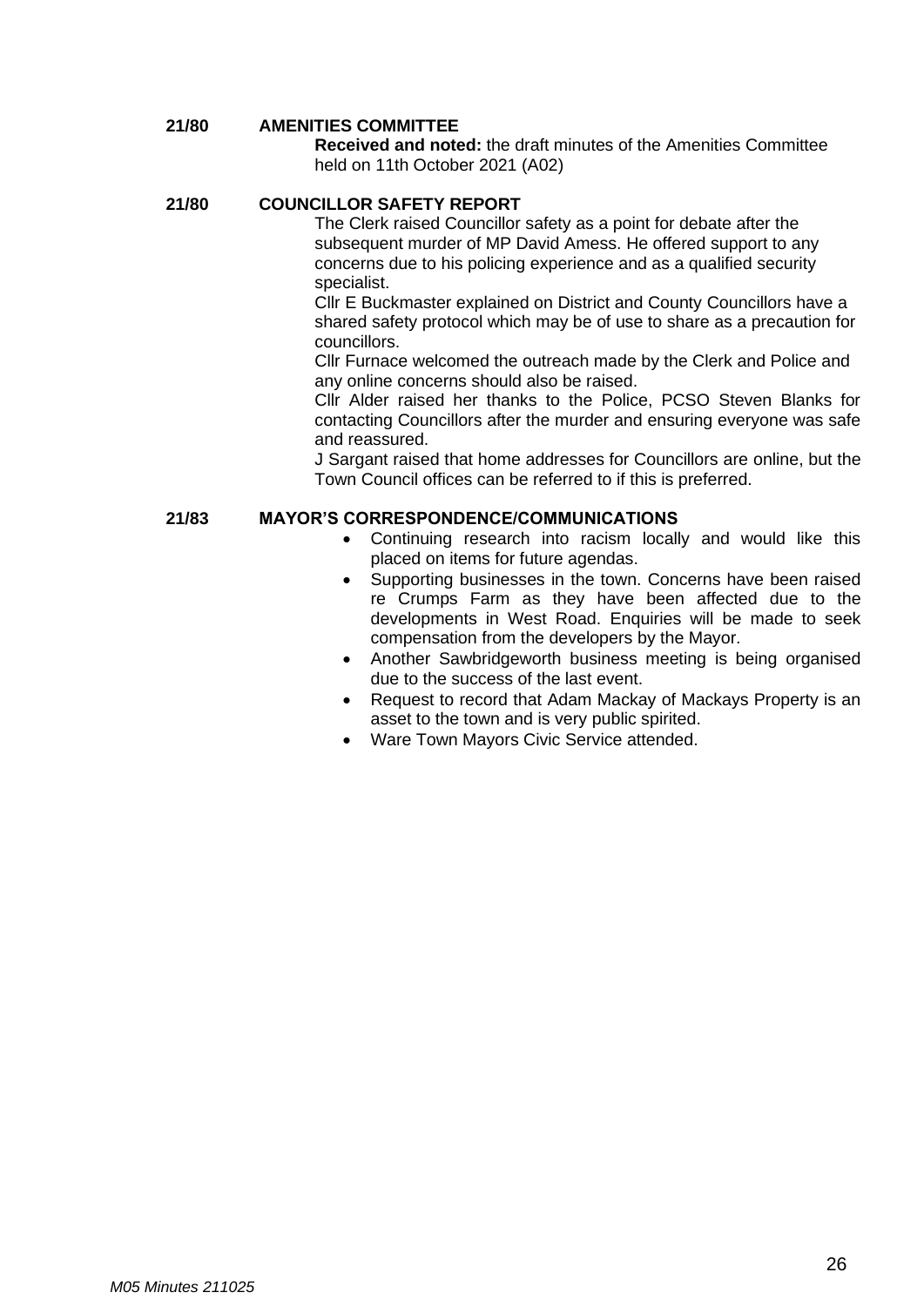**21/80 AMENITIES COMMITTEE**

**Received and noted:** the draft minutes of the Amenities Committee held on 11th October 2021 (A02)

**21/80 COUNCILLOR SAFETY REPORT**

The Clerk raised Councillor safety as a point for debate after the subsequent murder of MP David Amess. He offered support to any concerns due to his policing experience and as a qualified security specialist.

Cllr E Buckmaster explained on District and County Councillors have a shared safety protocol which may be of use to share as a precaution for councillors.

Cllr Furnace welcomed the outreach made by the Clerk and Police and any online concerns should also be raised.

Cllr Alder raised her thanks to the Police, PCSO Steven Blanks for contacting Councillors after the murder and ensuring everyone was safe and reassured.

J Sargant raised that home addresses for Councillors are online, but the Town Council offices can be referred to if this is preferred.

**21/83 MAYOR'S CORRESPONDENCE/COMMUNICATIONS**

- Continuing research into racism locally and would like this placed on items for future agendas.
- Supporting businesses in the town. Concerns have been raised re Crumps Farm as they have been affected due to the developments in West Road. Enquiries will be made to seek compensation from the developers by the Mayor.
- Another Sawbridgeworth business meeting is being organised due to the success of the last event.
- Request to record that Adam Mackay of Mackays Property is an asset to the town and is very public spirited.
- Ware Town Mayors Civic Service attended.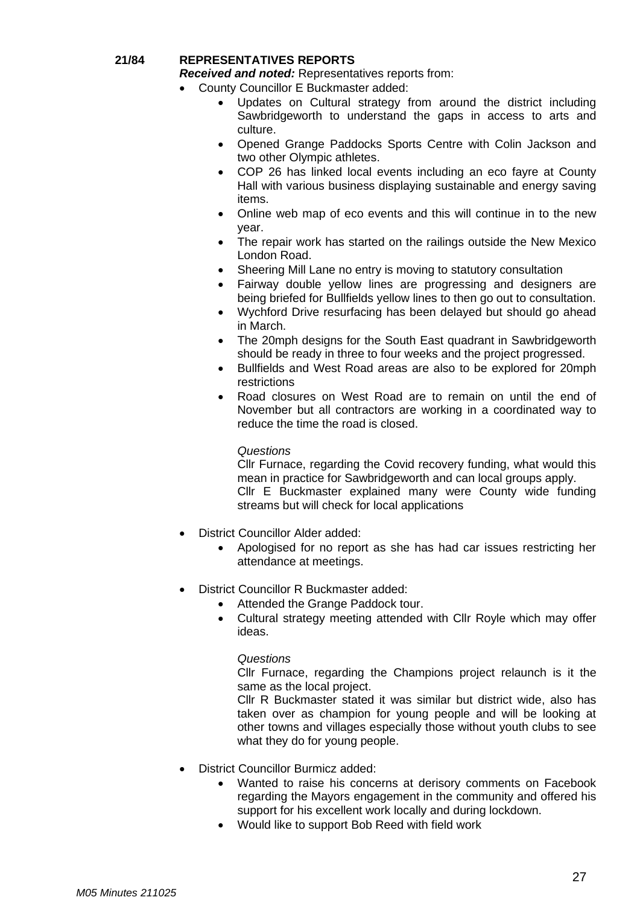**21/84 REPRESENTATIVES REPORTS**

***Received and noted:*** Representatives reports from:

- County Councillor E Buckmaster added:
    - Updates on Cultural strategy from around the district including Sawbridgeworth to understand the gaps in access to arts and culture.
    - Opened Grange Paddocks Sports Centre with Colin Jackson and two other Olympic athletes.
    - COP 26 has linked local events including an eco fayre at County Hall with various business displaying sustainable and energy saving items.
    - Online web map of eco events and this will continue in to the new year.
    - The repair work has started on the railings outside the New Mexico London Road.
    - Sheering Mill Lane no entry is moving to statutory consultation
    - Fairway double yellow lines are progressing and designers are being briefed for Bullfields yellow lines to then go out to consultation.
    - Wychford Drive resurfacing has been delayed but should go ahead in March.
    - The 20mph designs for the South East quadrant in Sawbridgeworth should be ready in three to four weeks and the project progressed.
    - Bullfields and West Road areas are also to be explored for 20mph restrictions
    - Road closures on West Road are to remain on until the end of November but all contractors are working in a coordinated way to reduce the time the road is closed.

    *Questions*

    Cllr Furnace, regarding the Covid recovery funding, what would this mean in practice for Sawbridgeworth and can local groups apply.
    Cllr E Buckmaster explained many were County wide funding streams but will check for local applications

- District Councillor Alder added:
    - Apologised for no report as she has had car issues restricting her attendance at meetings.

- District Councillor R Buckmaster added:
    - Attended the Grange Paddock tour.
    - Cultural strategy meeting attended with Cllr Royle which may offer ideas.

    *Questions*

    Cllr Furnace, regarding the Champions project relaunch is it the same as the local project.
    Cllr R Buckmaster stated it was similar but district wide, also has taken over as champion for young people and will be looking at other towns and villages especially those without youth clubs to see what they do for young people.

- District Councillor Burmicz added:
    - Wanted to raise his concerns at derisory comments on Facebook regarding the Mayors engagement in the community and offered his support for his excellent work locally and during lockdown.
    - Would like to support Bob Reed with field work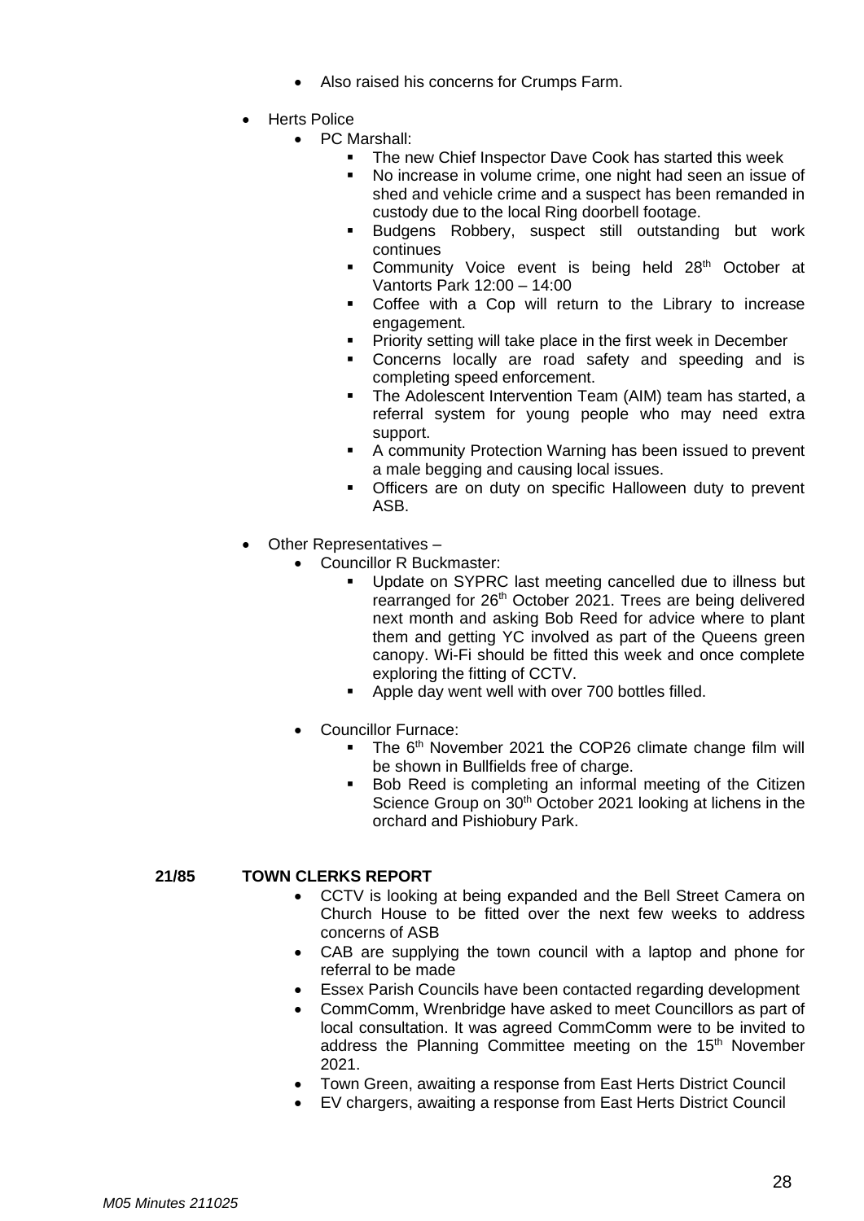- Also raised his concerns for Crumps Farm.

- Herts Police
  - PC Marshall:
    - The new Chief Inspector Dave Cook has started this week
    - No increase in volume crime, one night had seen an issue of shed and vehicle crime and a suspect has been remanded in custody due to the local Ring doorbell footage.
    - Budgens Robbery, suspect still outstanding but work continues
    - Community Voice event is being held 28th October at Vantorts Park 12:00 – 14:00
    - Coffee with a Cop will return to the Library to increase engagement.
    - Priority setting will take place in the first week in December
    - Concerns locally are road safety and speeding and is completing speed enforcement.
    - The Adolescent Intervention Team (AIM) team has started, a referral system for young people who may need extra support.
    - A community Protection Warning has been issued to prevent a male begging and causing local issues.
    - Officers are on duty on specific Halloween duty to prevent ASB.

- Other Representatives –
  - Councillor R Buckmaster:
    - Update on SYPRC last meeting cancelled due to illness but rearranged for 26th October 2021. Trees are being delivered next month and asking Bob Reed for advice where to plant them and getting YC involved as part of the Queens green canopy. Wi-Fi should be fitted this week and once complete exploring the fitting of CCTV.
    - Apple day went well with over 700 bottles filled.

  - Councillor Furnace:
    - The 6th November 2021 the COP26 climate change film will be shown in Bullfields free of charge.
    - Bob Reed is completing an informal meeting of the Citizen Science Group on 30th October 2021 looking at lichens in the orchard and Pishiobury Park.

**21/85 TOWN CLERKS REPORT**

- CCTV is looking at being expanded and the Bell Street Camera on Church House to be fitted over the next few weeks to address concerns of ASB
- CAB are supplying the town council with a laptop and phone for referral to be made
- Essex Parish Councils have been contacted regarding development
- CommComm, Wrenbridge have asked to meet Councillors as part of local consultation. It was agreed CommComm were to be invited to address the Planning Committee meeting on the 15th November 2021.
- Town Green, awaiting a response from East Herts District Council
- EV chargers, awaiting a response from East Herts District Council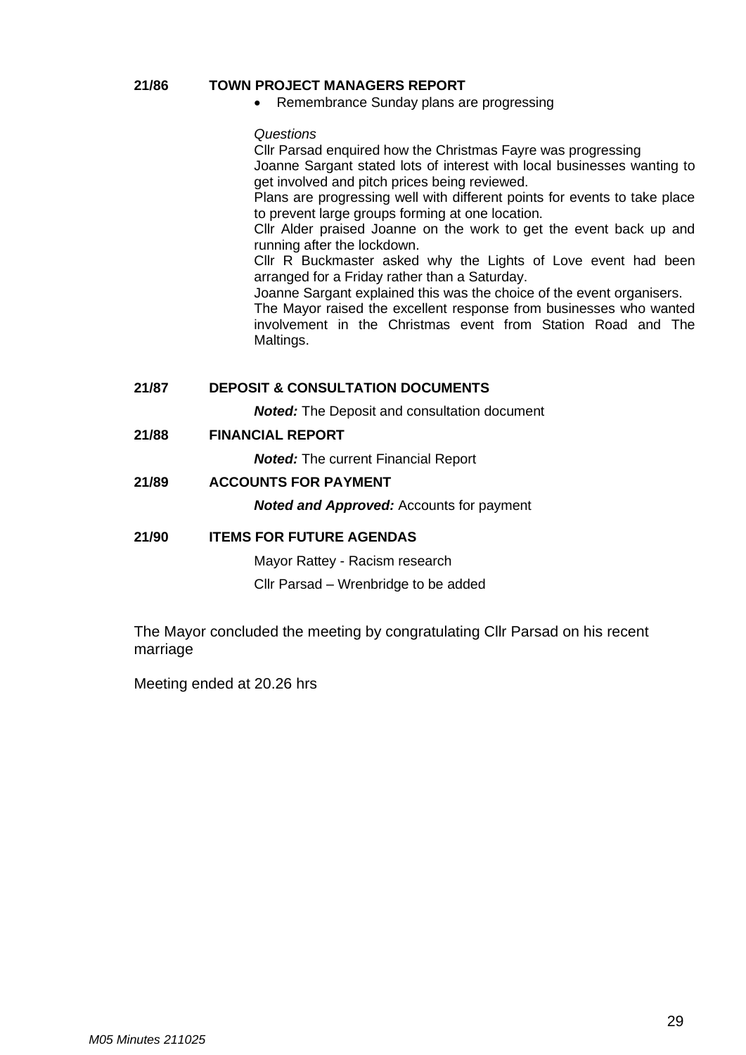**21/86 TOWN PROJECT MANAGERS REPORT**

- Remembrance Sunday plans are progressing

*Questions*

Cllr Parsad enquired how the Christmas Fayre was progressing

Joanne Sargant stated lots of interest with local businesses wanting to get involved and pitch prices being reviewed.

Plans are progressing well with different points for events to take place to prevent large groups forming at one location.

Cllr Alder praised Joanne on the work to get the event back up and running after the lockdown.

Cllr R Buckmaster asked why the Lights of Love event had been arranged for a Friday rather than a Saturday.

Joanne Sargant explained this was the choice of the event organisers.

The Mayor raised the excellent response from businesses who wanted involvement in the Christmas event from Station Road and The Maltings.

**21/87 DEPOSIT & CONSULTATION DOCUMENTS**

***Noted:*** The Deposit and consultation document

**21/88 FINANCIAL REPORT**

***Noted:*** The current Financial Report

**21/89 ACCOUNTS FOR PAYMENT**

***Noted and Approved:*** Accounts for payment

**21/90 ITEMS FOR FUTURE AGENDAS**

Mayor Rattey - Racism research

Cllr Parsad – Wrenbridge to be added

The Mayor concluded the meeting by congratulating Cllr Parsad on his recent marriage

Meeting ended at 20.26 hrs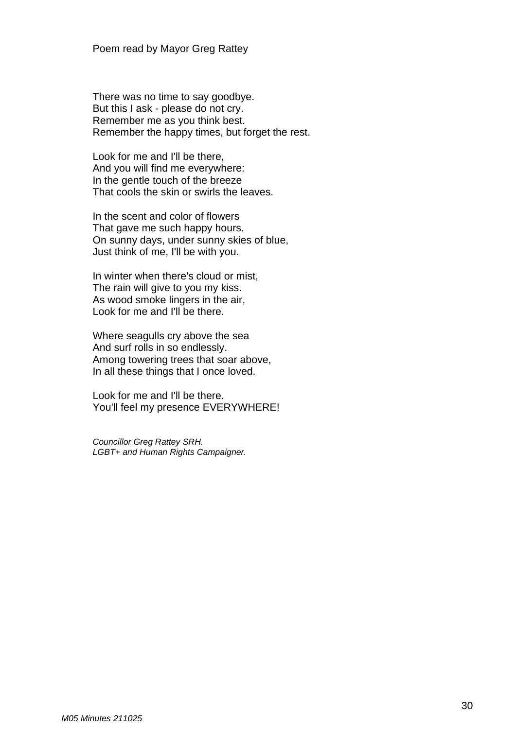Poem read by Mayor Greg Rattey

There was no time to say goodbye.
But this I ask - please do not cry.
Remember me as you think best.
Remember the happy times, but forget the rest.

Look for me and I'll be there,
And you will find me everywhere:
In the gentle touch of the breeze
That cools the skin or swirls the leaves.

In the scent and color of flowers
That gave me such happy hours.
On sunny days, under sunny skies of blue,
Just think of me, I'll be with you.

In winter when there's cloud or mist,
The rain will give to you my kiss.
As wood smoke lingers in the air,
Look for me and I'll be there.

Where seagulls cry above the sea
And surf rolls in so endlessly.
Among towering trees that soar above,
In all these things that I once loved.

Look for me and I'll be there.
You'll feel my presence EVERYWHERE!

*Councillor Greg Rattey SRH.*
*LGBT+ and Human Rights Campaigner.*